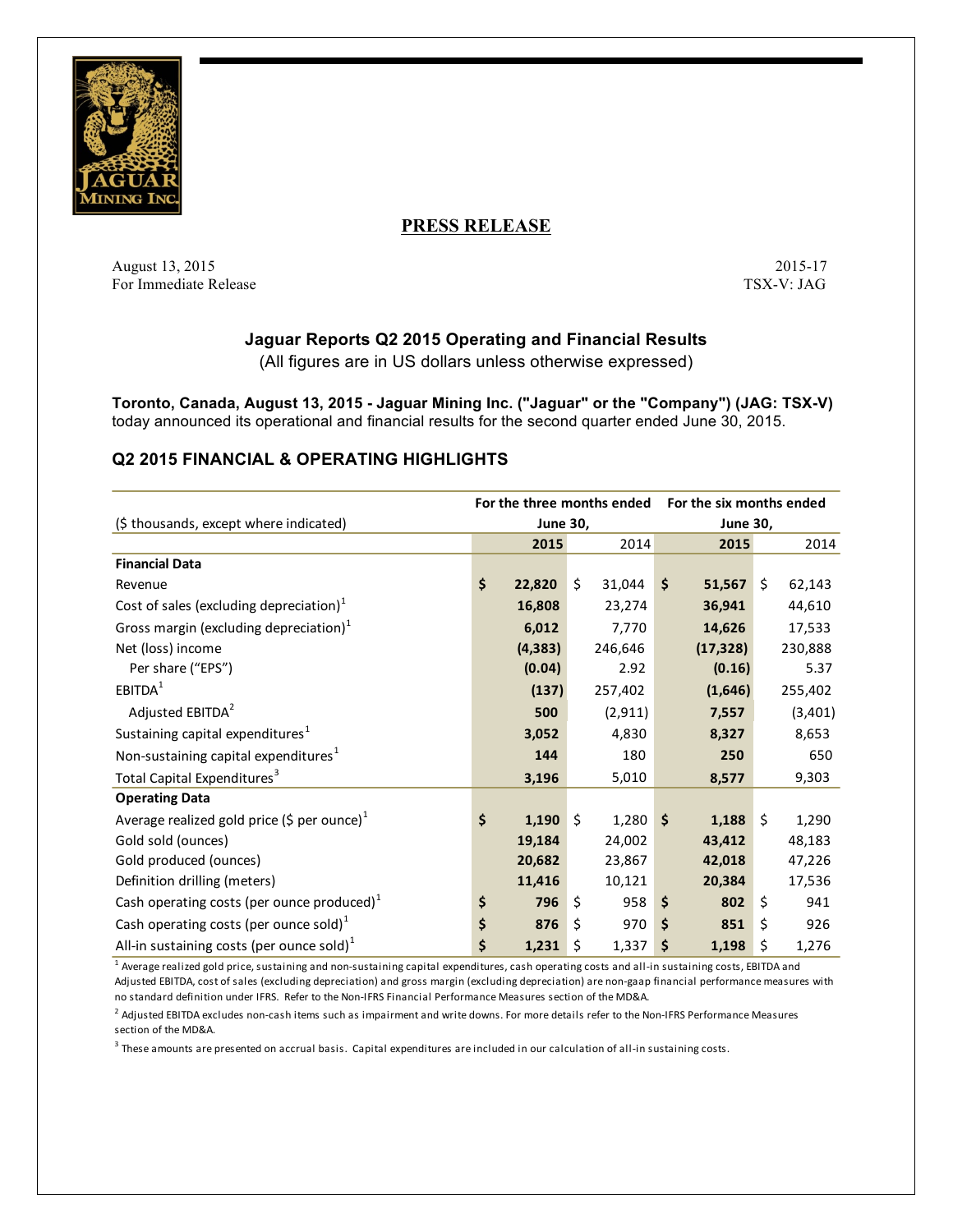# PRESS RELEASE

August 13, 2015
For Immediate Release

2015-17
TSX-V: JAG

## Jaguar Reports Q2 2015 Operating and Financial Results

(All figures are in US dollars unless otherwise expressed)

**Toronto, Canada, August 13, 2015 - Jaguar Mining Inc. ("Jaguar" or the "Company") (JAG: TSX-V)** today announced its operational and financial results for the second quarter ended June 30, 2015.

## Q2 2015 FINANCIAL & OPERATING HIGHLIGHTS

| ($ thousands, except where indicated) | For the three months ended June 30, | | For the six months ended June 30, | |
|---|---|---|---|---|
| | **2015** | 2014 | **2015** | 2014 |
| **Financial Data** | | | | |
| Revenue | **$ 22,820** | $ 31,044 | **$ 51,567** | $ 62,143 |
| Cost of sales (excluding depreciation)[1] | **16,808** | 23,274 | **36,941** | 44,610 |
| Gross margin (excluding depreciation)[1] | **6,012** | 7,770 | **14,626** | 17,533 |
| Net (loss) income | **(4,383)** | 246,646 | **(17,328)** | 230,888 |
| Per share ("EPS") | **(0.04)** | 2.92 | **(0.16)** | 5.37 |
| EBITDA[1] | **(137)** | 257,402 | **(1,646)** | 255,402 |
| Adjusted EBITDA[2] | **500** | (2,911) | **7,557** | (3,401) |
| Sustaining capital expenditures[1] | **3,052** | 4,830 | **8,327** | 8,653 |
| Non-sustaining capital expenditures[1] | **144** | 180 | **250** | 650 |
| Total Capital Expenditures[3] | **3,196** | 5,010 | **8,577** | 9,303 |
| **Operating Data** | | | | |
| Average realized gold price ($ per ounce)[1] | **$ 1,190** | $ 1,280 | **$ 1,188** | $ 1,290 |
| Gold sold (ounces) | **19,184** | 24,002 | **43,412** | 48,183 |
| Gold produced (ounces) | **20,682** | 23,867 | **42,018** | 47,226 |
| Definition drilling (meters) | **11,416** | 10,121 | **20,384** | 17,536 |
| Cash operating costs (per ounce produced)[1] | **$ 796** | $ 958 | **$ 802** | $ 941 |
| Cash operating costs (per ounce sold)[1] | **$ 876** | $ 970 | **$ 851** | $ 926 |
| All-in sustaining costs (per ounce sold)[1] | **$ 1,231** | $ 1,337 | **$ 1,198** | $ 1,276 |

[1] Average realized gold price, sustaining and non-sustaining capital expenditures, cash operating costs and all-in sustaining costs, EBITDA and Adjusted EBITDA, cost of sales (excluding depreciation) and gross margin (excluding depreciation) are non-gaap financial performance measures with no standard definition under IFRS. Refer to the Non-IFRS Financial Performance Measures section of the MD&A.

[2] Adjusted EBITDA excludes non-cash items such as impairment and write downs. For more details refer to the Non-IFRS Performance Measures section of the MD&A.

[3] These amounts are presented on accrual basis. Capital expenditures are included in our calculation of all-in sustaining costs.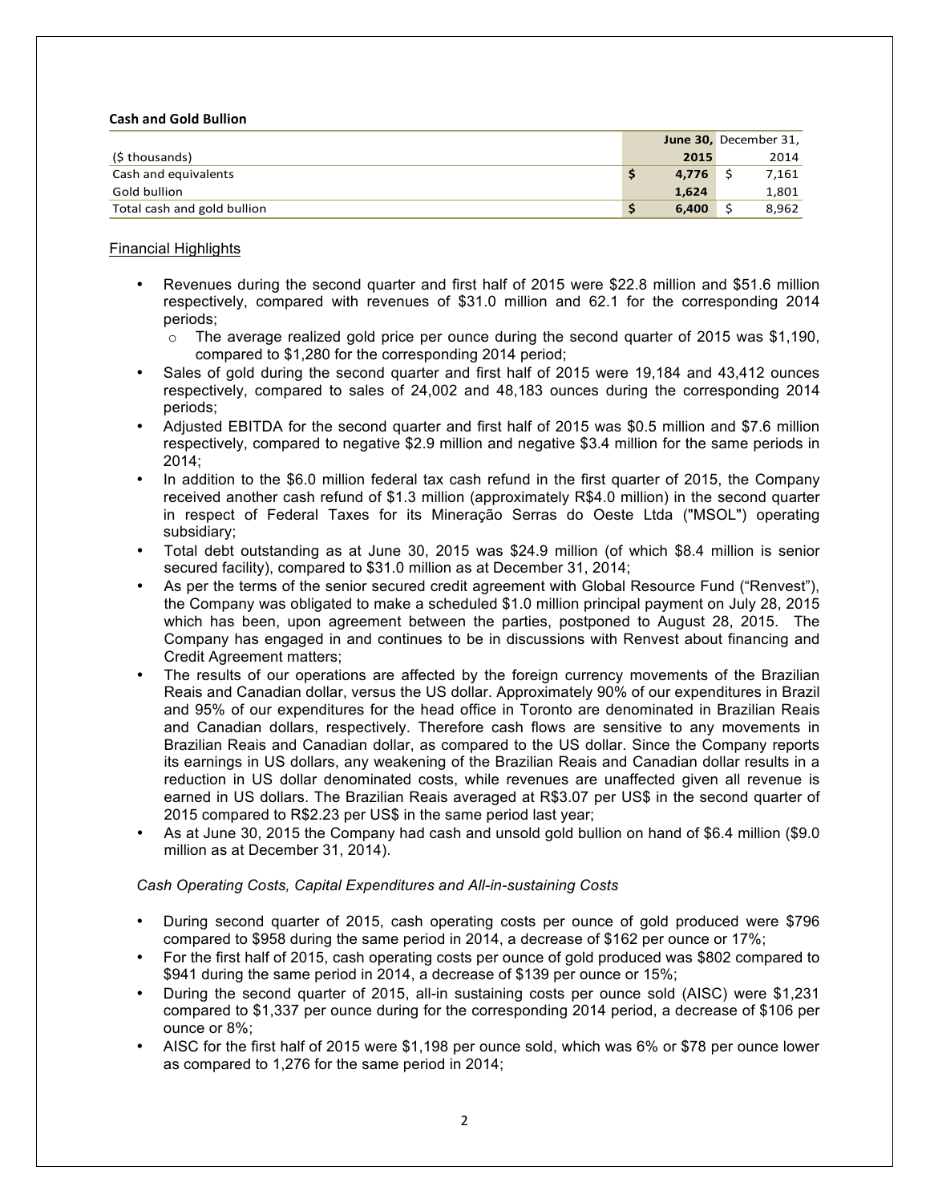**Cash and Gold Bullion**

| ($ thousands) | | June 30, 2015 | | December 31, 2014 |
|---|---|---|---|---|
| Cash and equivalents | $ | **4,776** | $ | 7,161 |
| Gold bullion | | **1,624** | | 1,801 |
| Total cash and gold bullion | $ | **6,400** | $ | 8,962 |

Financial Highlights

- Revenues during the second quarter and first half of 2015 were $22.8 million and $51.6 million respectively, compared with revenues of $31.0 million and 62.1 for the corresponding 2014 periods;
  - The average realized gold price per ounce during the second quarter of 2015 was $1,190, compared to $1,280 for the corresponding 2014 period;
- Sales of gold during the second quarter and first half of 2015 were 19,184 and 43,412 ounces respectively, compared to sales of 24,002 and 48,183 ounces during the corresponding 2014 periods;
- Adjusted EBITDA for the second quarter and first half of 2015 was $0.5 million and $7.6 million respectively, compared to negative $2.9 million and negative $3.4 million for the same periods in 2014;
- In addition to the $6.0 million federal tax cash refund in the first quarter of 2015, the Company received another cash refund of $1.3 million (approximately R$4.0 million) in the second quarter in respect of Federal Taxes for its Mineração Serras do Oeste Ltda ("MSOL") operating subsidiary;
- Total debt outstanding as at June 30, 2015 was $24.9 million (of which $8.4 million is senior secured facility), compared to $31.0 million as at December 31, 2014;
- As per the terms of the senior secured credit agreement with Global Resource Fund ("Renvest"), the Company was obligated to make a scheduled $1.0 million principal payment on July 28, 2015 which has been, upon agreement between the parties, postponed to August 28, 2015. The Company has engaged in and continues to be in discussions with Renvest about financing and Credit Agreement matters;
- The results of our operations are affected by the foreign currency movements of the Brazilian Reais and Canadian dollar, versus the US dollar. Approximately 90% of our expenditures in Brazil and 95% of our expenditures for the head office in Toronto are denominated in Brazilian Reais and Canadian dollars, respectively. Therefore cash flows are sensitive to any movements in Brazilian Reais and Canadian dollar, as compared to the US dollar. Since the Company reports its earnings in US dollars, any weakening of the Brazilian Reais and Canadian dollar results in a reduction in US dollar denominated costs, while revenues are unaffected given all revenue is earned in US dollars. The Brazilian Reais averaged at R$3.07 per US$ in the second quarter of 2015 compared to R$2.23 per US$ in the same period last year;
- As at June 30, 2015 the Company had cash and unsold gold bullion on hand of $6.4 million ($9.0 million as at December 31, 2014).

*Cash Operating Costs, Capital Expenditures and All-in-sustaining Costs*

- During second quarter of 2015, cash operating costs per ounce of gold produced were $796 compared to $958 during the same period in 2014, a decrease of $162 per ounce or 17%;
- For the first half of 2015, cash operating costs per ounce of gold produced was $802 compared to $941 during the same period in 2014, a decrease of $139 per ounce or 15%;
- During the second quarter of 2015, all-in sustaining costs per ounce sold (AISC) were $1,231 compared to $1,337 per ounce during for the corresponding 2014 period, a decrease of $106 per ounce or 8%;
- AISC for the first half of 2015 were $1,198 per ounce sold, which was 6% or $78 per ounce lower as compared to 1,276 for the same period in 2014;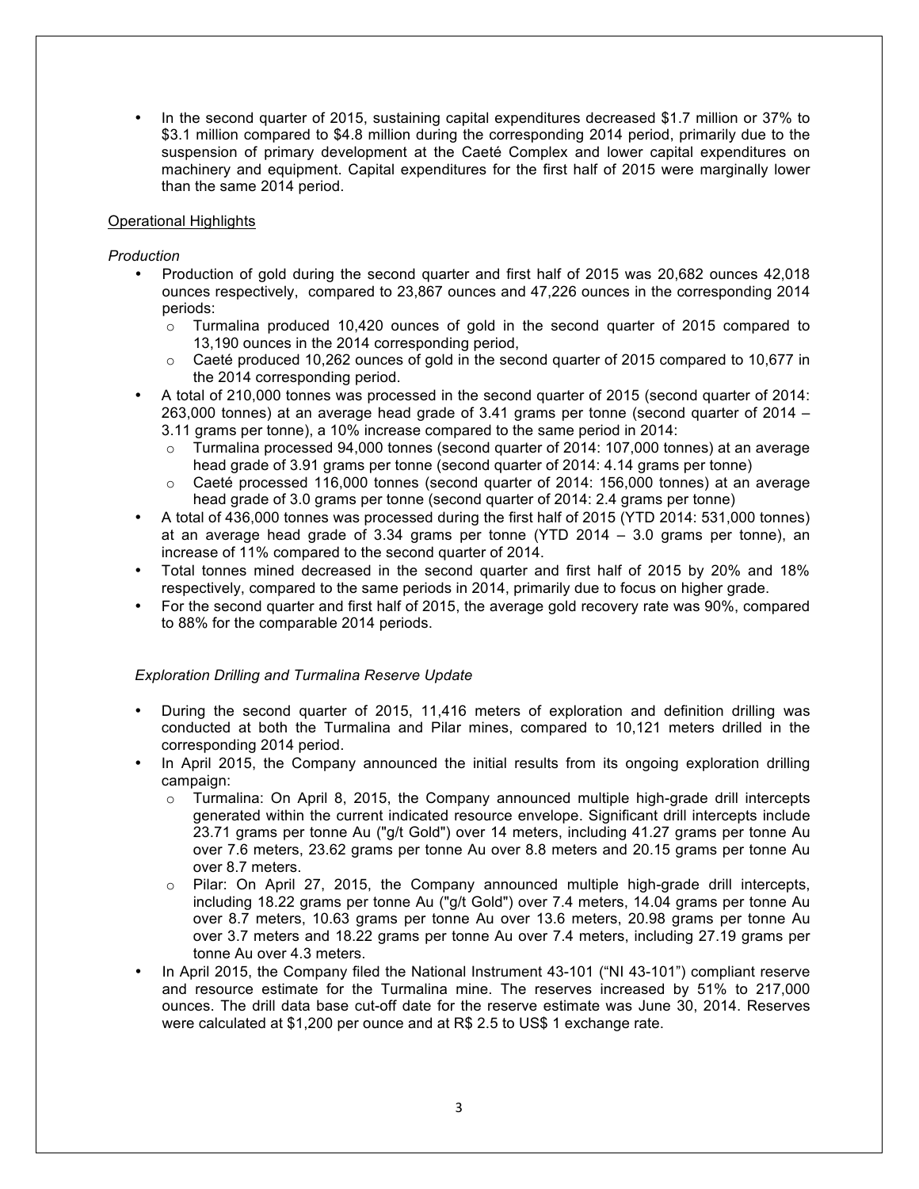- In the second quarter of 2015, sustaining capital expenditures decreased $1.7 million or 37% to $3.1 million compared to $4.8 million during the corresponding 2014 period, primarily due to the suspension of primary development at the Caeté Complex and lower capital expenditures on machinery and equipment. Capital expenditures for the first half of 2015 were marginally lower than the same 2014 period.

<u>Operational Highlights</u>

*Production*

- Production of gold during the second quarter and first half of 2015 was 20,682 ounces 42,018 ounces respectively, compared to 23,867 ounces and 47,226 ounces in the corresponding 2014 periods:
  - Turmalina produced 10,420 ounces of gold in the second quarter of 2015 compared to 13,190 ounces in the 2014 corresponding period,
  - Caeté produced 10,262 ounces of gold in the second quarter of 2015 compared to 10,677 in the 2014 corresponding period.
- A total of 210,000 tonnes was processed in the second quarter of 2015 (second quarter of 2014: 263,000 tonnes) at an average head grade of 3.41 grams per tonne (second quarter of 2014 – 3.11 grams per tonne), a 10% increase compared to the same period in 2014:
  - Turmalina processed 94,000 tonnes (second quarter of 2014: 107,000 tonnes) at an average head grade of 3.91 grams per tonne (second quarter of 2014: 4.14 grams per tonne)
  - Caeté processed 116,000 tonnes (second quarter of 2014: 156,000 tonnes) at an average head grade of 3.0 grams per tonne (second quarter of 2014: 2.4 grams per tonne)
- A total of 436,000 tonnes was processed during the first half of 2015 (YTD 2014: 531,000 tonnes) at an average head grade of 3.34 grams per tonne (YTD 2014 – 3.0 grams per tonne), an increase of 11% compared to the second quarter of 2014.
- Total tonnes mined decreased in the second quarter and first half of 2015 by 20% and 18% respectively, compared to the same periods in 2014, primarily due to focus on higher grade.
- For the second quarter and first half of 2015, the average gold recovery rate was 90%, compared to 88% for the comparable 2014 periods.

*Exploration Drilling and Turmalina Reserve Update*

- During the second quarter of 2015, 11,416 meters of exploration and definition drilling was conducted at both the Turmalina and Pilar mines, compared to 10,121 meters drilled in the corresponding 2014 period.
- In April 2015, the Company announced the initial results from its ongoing exploration drilling campaign:
  - Turmalina: On April 8, 2015, the Company announced multiple high-grade drill intercepts generated within the current indicated resource envelope. Significant drill intercepts include 23.71 grams per tonne Au ("g/t Gold") over 14 meters, including 41.27 grams per tonne Au over 7.6 meters, 23.62 grams per tonne Au over 8.8 meters and 20.15 grams per tonne Au over 8.7 meters.
  - Pilar: On April 27, 2015, the Company announced multiple high-grade drill intercepts, including 18.22 grams per tonne Au ("g/t Gold") over 7.4 meters, 14.04 grams per tonne Au over 8.7 meters, 10.63 grams per tonne Au over 13.6 meters, 20.98 grams per tonne Au over 3.7 meters and 18.22 grams per tonne Au over 7.4 meters, including 27.19 grams per tonne Au over 4.3 meters.
- In April 2015, the Company filed the National Instrument 43-101 ("NI 43-101") compliant reserve and resource estimate for the Turmalina mine. The reserves increased by 51% to 217,000 ounces. The drill data base cut-off date for the reserve estimate was June 30, 2014. Reserves were calculated at $1,200 per ounce and at R$ 2.5 to US$ 1 exchange rate.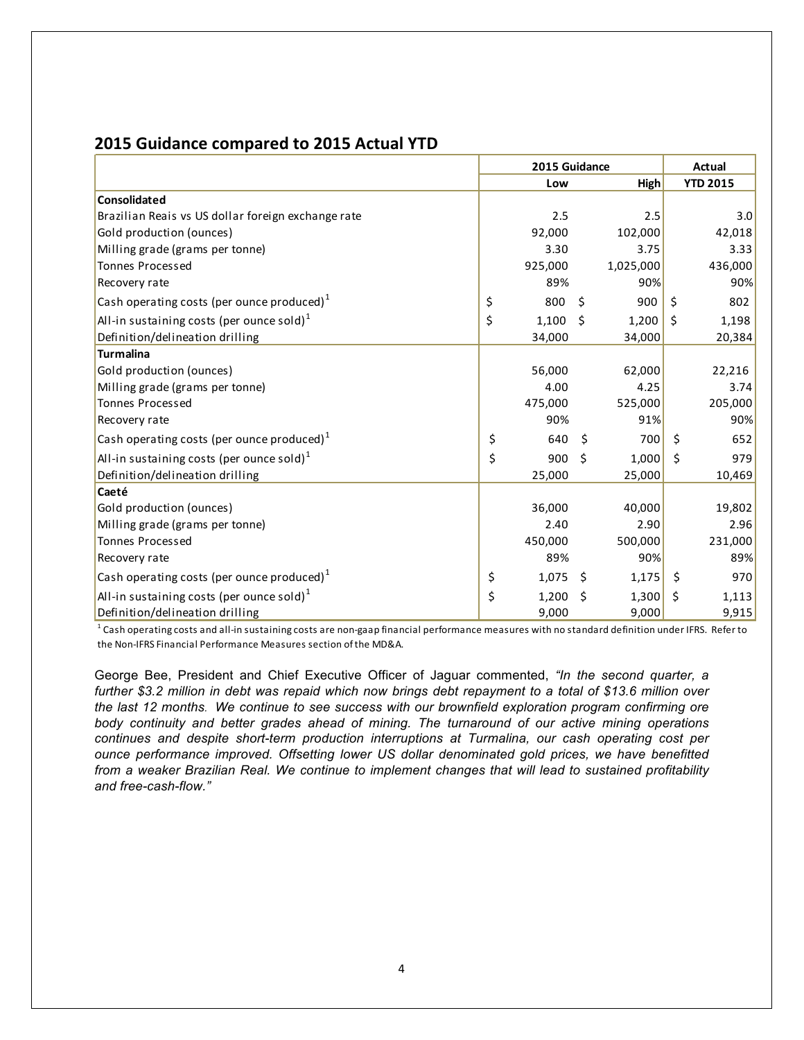## 2015 Guidance compared to 2015 Actual YTD

| | 2015 Guidance | | Actual |
|---|---|---|---|
| | Low | High | YTD 2015 |
| **Consolidated** | | | |
| Brazilian Reais vs US dollar foreign exchange rate | 2.5 | 2.5 | 3.0 |
| Gold production (ounces) | 92,000 | 102,000 | 42,018 |
| Milling grade (grams per tonne) | 3.30 | 3.75 | 3.33 |
| Tonnes Processed | 925,000 | 1,025,000 | 436,000 |
| Recovery rate | 89% | 90% | 90% |
| Cash operating costs (per ounce produced)[1] | $ 800 | $ 900 | $ 802 |
| All-in sustaining costs (per ounce sold)[1] | $ 1,100 | $ 1,200 | $ 1,198 |
| Definition/delineation drilling | 34,000 | 34,000 | 20,384 |
| **Turmalina** | | | |
| Gold production (ounces) | 56,000 | 62,000 | 22,216 |
| Milling grade (grams per tonne) | 4.00 | 4.25 | 3.74 |
| Tonnes Processed | 475,000 | 525,000 | 205,000 |
| Recovery rate | 90% | 91% | 90% |
| Cash operating costs (per ounce produced)[1] | $ 640 | $ 700 | $ 652 |
| All-in sustaining costs (per ounce sold)[1] | $ 900 | $ 1,000 | $ 979 |
| Definition/delineation drilling | 25,000 | 25,000 | 10,469 |
| **Caeté** | | | |
| Gold production (ounces) | 36,000 | 40,000 | 19,802 |
| Milling grade (grams per tonne) | 2.40 | 2.90 | 2.96 |
| Tonnes Processed | 450,000 | 500,000 | 231,000 |
| Recovery rate | 89% | 90% | 89% |
| Cash operating costs (per ounce produced)[1] | $ 1,075 | $ 1,175 | $ 970 |
| All-in sustaining costs (per ounce sold)[1] | $ 1,200 | $ 1,300 | $ 1,113 |
| Definition/delineation drilling | 9,000 | 9,000 | 9,915 |

[1] Cash operating costs and all-in sustaining costs are non-gaap financial performance measures with no standard definition under IFRS. Refer to the Non-IFRS Financial Performance Measures section of the MD&A.

George Bee, President and Chief Executive Officer of Jaguar commented, *"In the second quarter, a further $3.2 million in debt was repaid which now brings debt repayment to a total of $13.6 million over the last 12 months. We continue to see success with our brownfield exploration program confirming ore body continuity and better grades ahead of mining. The turnaround of our active mining operations continues and despite short-term production interruptions at Turmalina, our cash operating cost per ounce performance improved. Offsetting lower US dollar denominated gold prices, we have benefitted from a weaker Brazilian Real. We continue to implement changes that will lead to sustained profitability and free-cash-flow."*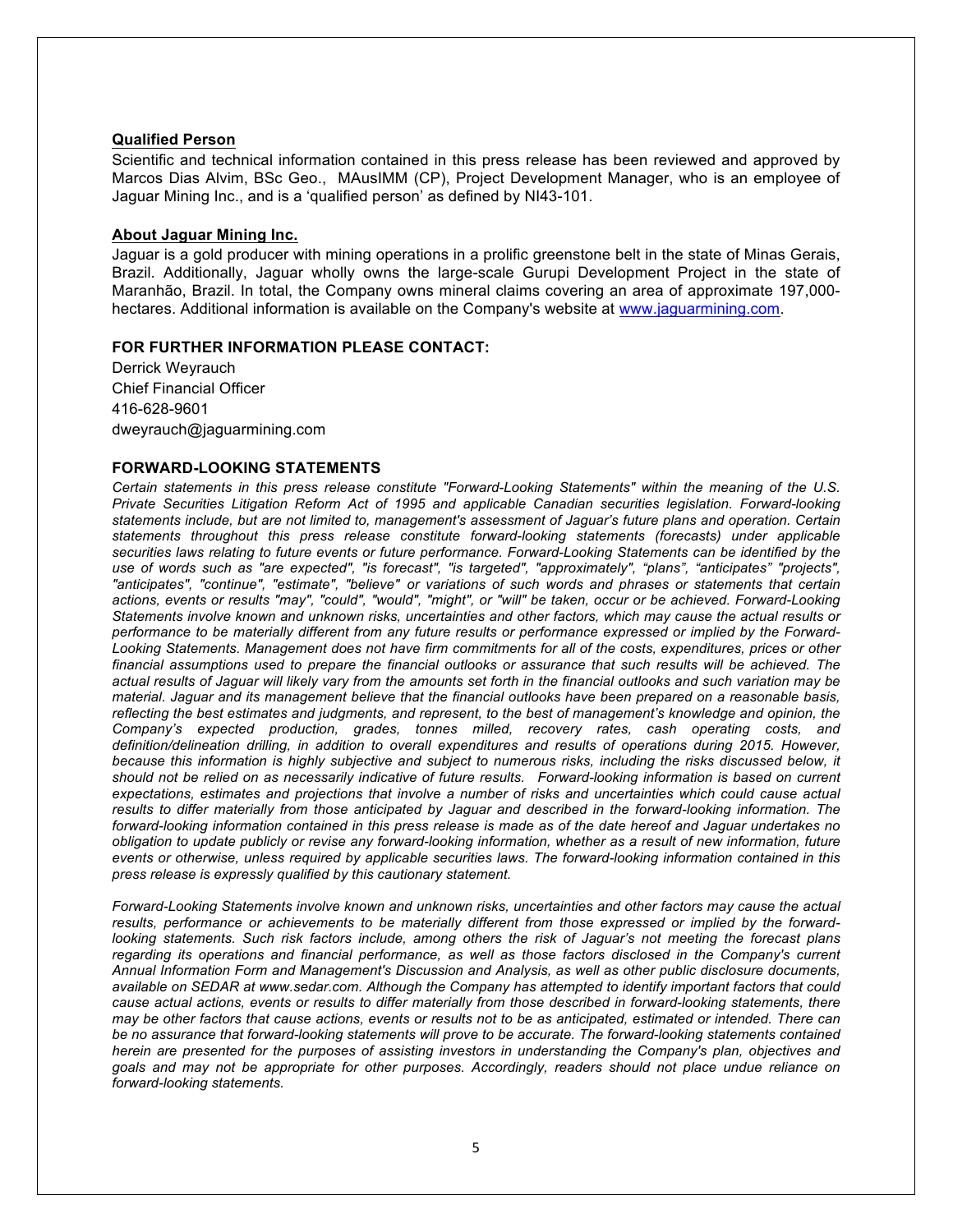**Qualified Person**

Scientific and technical information contained in this press release has been reviewed and approved by Marcos Dias Alvim, BSc Geo., MAusIMM (CP), Project Development Manager, who is an employee of Jaguar Mining Inc., and is a 'qualified person' as defined by NI43-101.

**About Jaguar Mining Inc.**

Jaguar is a gold producer with mining operations in a prolific greenstone belt in the state of Minas Gerais, Brazil. Additionally, Jaguar wholly owns the large-scale Gurupi Development Project in the state of Maranhão, Brazil. In total, the Company owns mineral claims covering an area of approximate 197,000-hectares. Additional information is available on the Company's website at www.jaguarmining.com.

**FOR FURTHER INFORMATION PLEASE CONTACT:**

Derrick Weyrauch
Chief Financial Officer
416-628-9601
dweyrauch@jaguarmining.com

**FORWARD-LOOKING STATEMENTS**

*Certain statements in this press release constitute "Forward-Looking Statements" within the meaning of the U.S. Private Securities Litigation Reform Act of 1995 and applicable Canadian securities legislation. Forward-looking statements include, but are not limited to, management's assessment of Jaguar's future plans and operation. Certain statements throughout this press release constitute forward-looking statements (forecasts) under applicable securities laws relating to future events or future performance. Forward-Looking Statements can be identified by the use of words such as "are expected", "is forecast", "is targeted", "approximately", "plans", "anticipates" "projects", "anticipates", "continue", "estimate", "believe" or variations of such words and phrases or statements that certain actions, events or results "may", "could", "would", "might", or "will" be taken, occur or be achieved. Forward-Looking Statements involve known and unknown risks, uncertainties and other factors, which may cause the actual results or performance to be materially different from any future results or performance expressed or implied by the Forward-Looking Statements. Management does not have firm commitments for all of the costs, expenditures, prices or other financial assumptions used to prepare the financial outlooks or assurance that such results will be achieved. The actual results of Jaguar will likely vary from the amounts set forth in the financial outlooks and such variation may be material. Jaguar and its management believe that the financial outlooks have been prepared on a reasonable basis, reflecting the best estimates and judgments, and represent, to the best of management's knowledge and opinion, the Company's expected production, grades, tonnes milled, recovery rates, cash operating costs, and definition/delineation drilling, in addition to overall expenditures and results of operations during 2015. However, because this information is highly subjective and subject to numerous risks, including the risks discussed below, it should not be relied on as necessarily indicative of future results. Forward-looking information is based on current expectations, estimates and projections that involve a number of risks and uncertainties which could cause actual results to differ materially from those anticipated by Jaguar and described in the forward-looking information. The forward-looking information contained in this press release is made as of the date hereof and Jaguar undertakes no obligation to update publicly or revise any forward-looking information, whether as a result of new information, future events or otherwise, unless required by applicable securities laws. The forward-looking information contained in this press release is expressly qualified by this cautionary statement.*

*Forward-Looking Statements involve known and unknown risks, uncertainties and other factors may cause the actual results, performance or achievements to be materially different from those expressed or implied by the forward-looking statements. Such risk factors include, among others the risk of Jaguar's not meeting the forecast plans regarding its operations and financial performance, as well as those factors disclosed in the Company's current Annual Information Form and Management's Discussion and Analysis, as well as other public disclosure documents, available on SEDAR at www.sedar.com. Although the Company has attempted to identify important factors that could cause actual actions, events or results to differ materially from those described in forward-looking statements, there may be other factors that cause actions, events or results not to be as anticipated, estimated or intended. There can be no assurance that forward-looking statements will prove to be accurate. The forward-looking statements contained herein are presented for the purposes of assisting investors in understanding the Company's plan, objectives and goals and may not be appropriate for other purposes. Accordingly, readers should not place undue reliance on forward-looking statements.*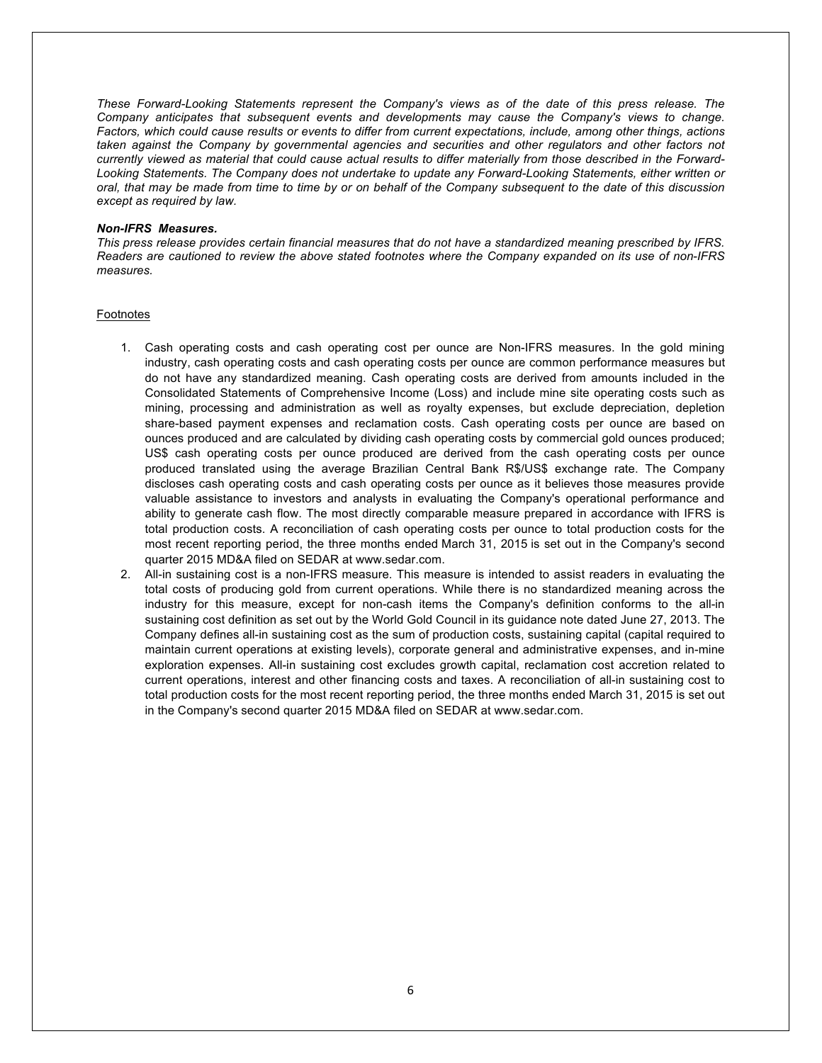*These Forward-Looking Statements represent the Company's views as of the date of this press release. The Company anticipates that subsequent events and developments may cause the Company's views to change. Factors, which could cause results or events to differ from current expectations, include, among other things, actions taken against the Company by governmental agencies and securities and other regulators and other factors not currently viewed as material that could cause actual results to differ materially from those described in the Forward-Looking Statements. The Company does not undertake to update any Forward-Looking Statements, either written or oral, that may be made from time to time by or on behalf of the Company subsequent to the date of this discussion except as required by law.*

***Non-IFRS Measures.***

*This press release provides certain financial measures that do not have a standardized meaning prescribed by IFRS. Readers are cautioned to review the above stated footnotes where the Company expanded on its use of non-IFRS measures.*

Footnotes

1. Cash operating costs and cash operating cost per ounce are Non-IFRS measures. In the gold mining industry, cash operating costs and cash operating costs per ounce are common performance measures but do not have any standardized meaning. Cash operating costs are derived from amounts included in the Consolidated Statements of Comprehensive Income (Loss) and include mine site operating costs such as mining, processing and administration as well as royalty expenses, but exclude depreciation, depletion share-based payment expenses and reclamation costs. Cash operating costs per ounce are based on ounces produced and are calculated by dividing cash operating costs by commercial gold ounces produced; US$ cash operating costs per ounce produced are derived from the cash operating costs per ounce produced translated using the average Brazilian Central Bank R$/US$ exchange rate. The Company discloses cash operating costs and cash operating costs per ounce as it believes those measures provide valuable assistance to investors and analysts in evaluating the Company's operational performance and ability to generate cash flow. The most directly comparable measure prepared in accordance with IFRS is total production costs. A reconciliation of cash operating costs per ounce to total production costs for the most recent reporting period, the three months ended March 31, 2015 is set out in the Company's second quarter 2015 MD&A filed on SEDAR at www.sedar.com.
2. All-in sustaining cost is a non-IFRS measure. This measure is intended to assist readers in evaluating the total costs of producing gold from current operations. While there is no standardized meaning across the industry for this measure, except for non-cash items the Company's definition conforms to the all-in sustaining cost definition as set out by the World Gold Council in its guidance note dated June 27, 2013. The Company defines all-in sustaining cost as the sum of production costs, sustaining capital (capital required to maintain current operations at existing levels), corporate general and administrative expenses, and in-mine exploration expenses. All-in sustaining cost excludes growth capital, reclamation cost accretion related to current operations, interest and other financing costs and taxes. A reconciliation of all-in sustaining cost to total production costs for the most recent reporting period, the three months ended March 31, 2015 is set out in the Company's second quarter 2015 MD&A filed on SEDAR at www.sedar.com.